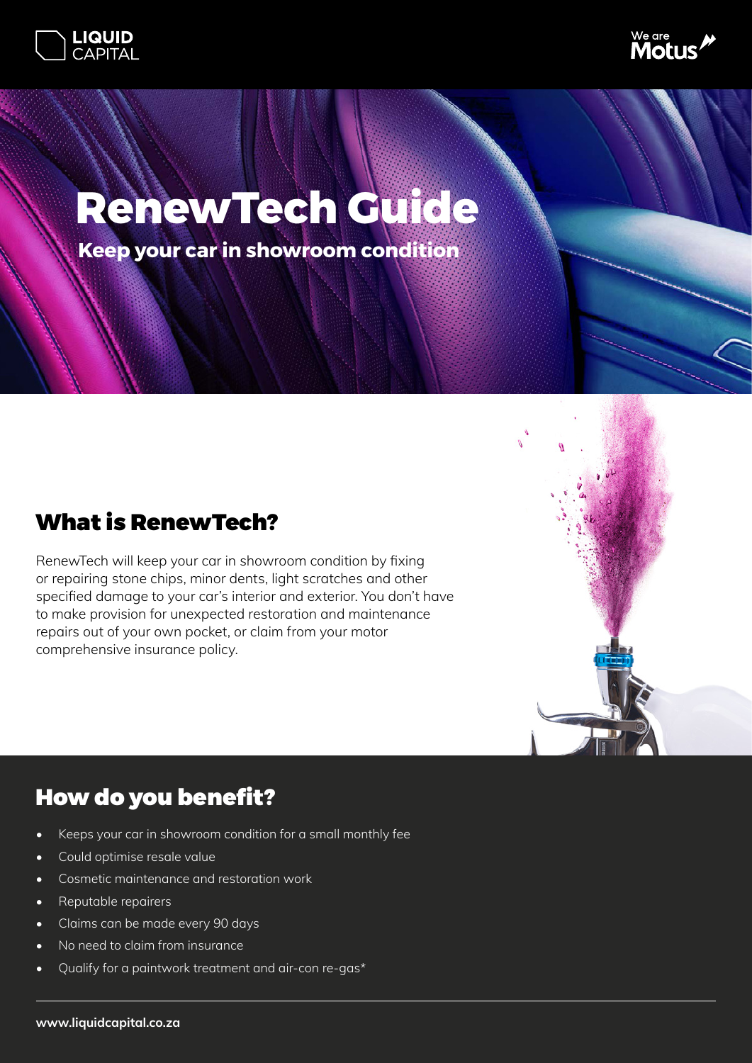LIQUID CAPITAL

We are Motus

# RenewTech Guide

**Keep your car in showroom condition**

## What is RenewTech?

RenewTech will keep your car in showroom condition by fixing or repairing stone chips, minor dents, light scratches and other specified damage to your car's interior and exterior. You don't have to make provision for unexpected restoration and maintenance repairs out of your own pocket, or claim from your motor comprehensive insurance policy.

## How do you benefit?

- Keeps your car in showroom condition for a small monthly fee
- Could optimise resale value
- Cosmetic maintenance and restoration work
- Reputable repairers
- Claims can be made every 90 days
- No need to claim from insurance
- Qualify for a paintwork treatment and air-con re-gas*

**www.liquidcapital.co.za**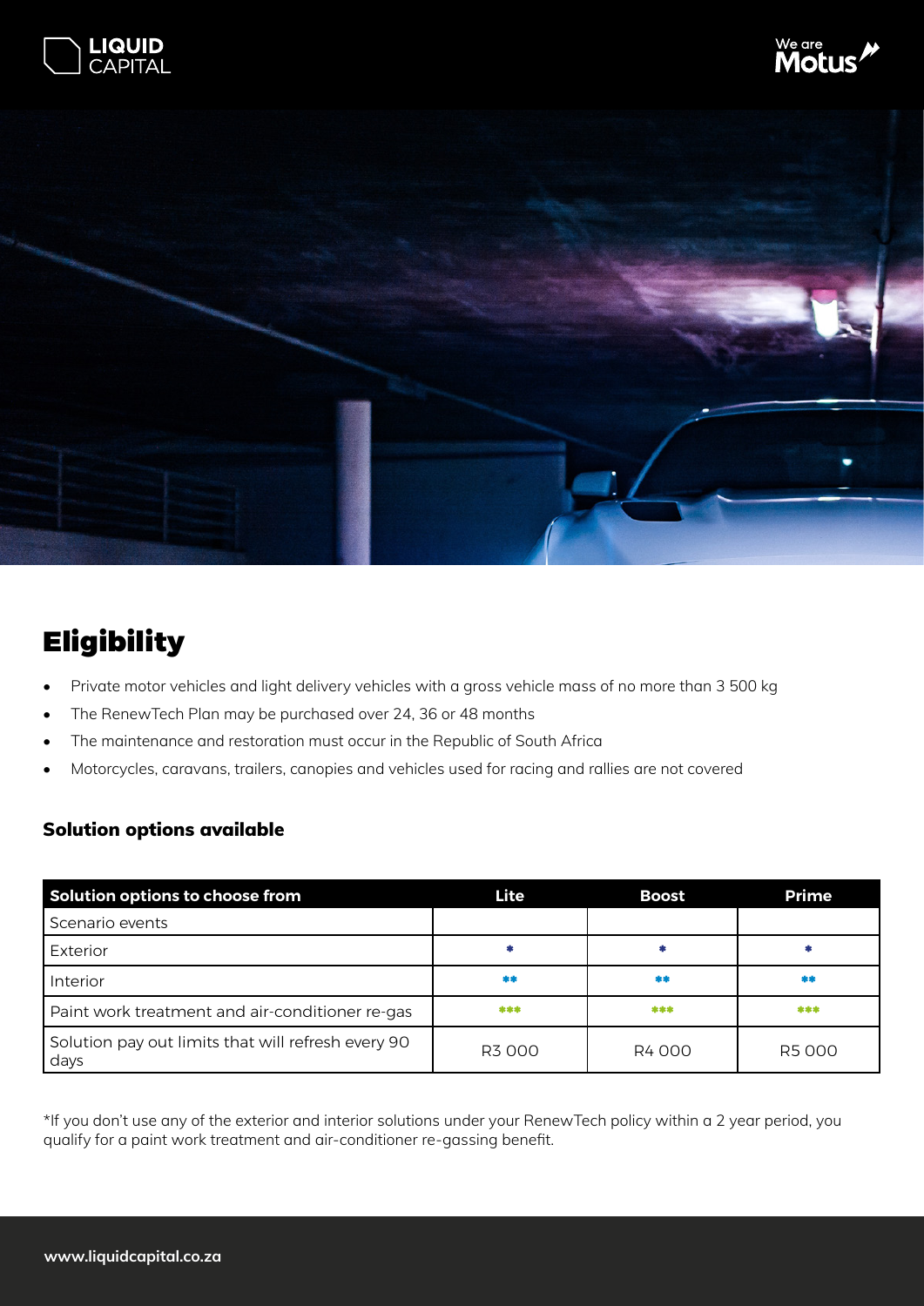# Eligibility

- Private motor vehicles and light delivery vehicles with a gross vehicle mass of no more than 3 500 kg
- The RenewTech Plan may be purchased over 24, 36 or 48 months
- The maintenance and restoration must occur in the Republic of South Africa
- Motorcycles, caravans, trailers, canopies and vehicles used for racing and rallies are not covered

### Solution options available

| Solution options to choose from | Lite | Boost | Prime |
|---|---|---|---|
| Scenario events | | | |
| Exterior | * | * | * |
| Interior | ** | ** | ** |
| Paint work treatment and air-conditioner re-gas | *** | *** | *** |
| Solution pay out limits that will refresh every 90 days | R3 000 | R4 000 | R5 000 |

*If you don't use any of the exterior and interior solutions under your RenewTech policy within a 2 year period, you qualify for a paint work treatment and air-conditioner re-gassing benefit.

www.liquidcapital.co.za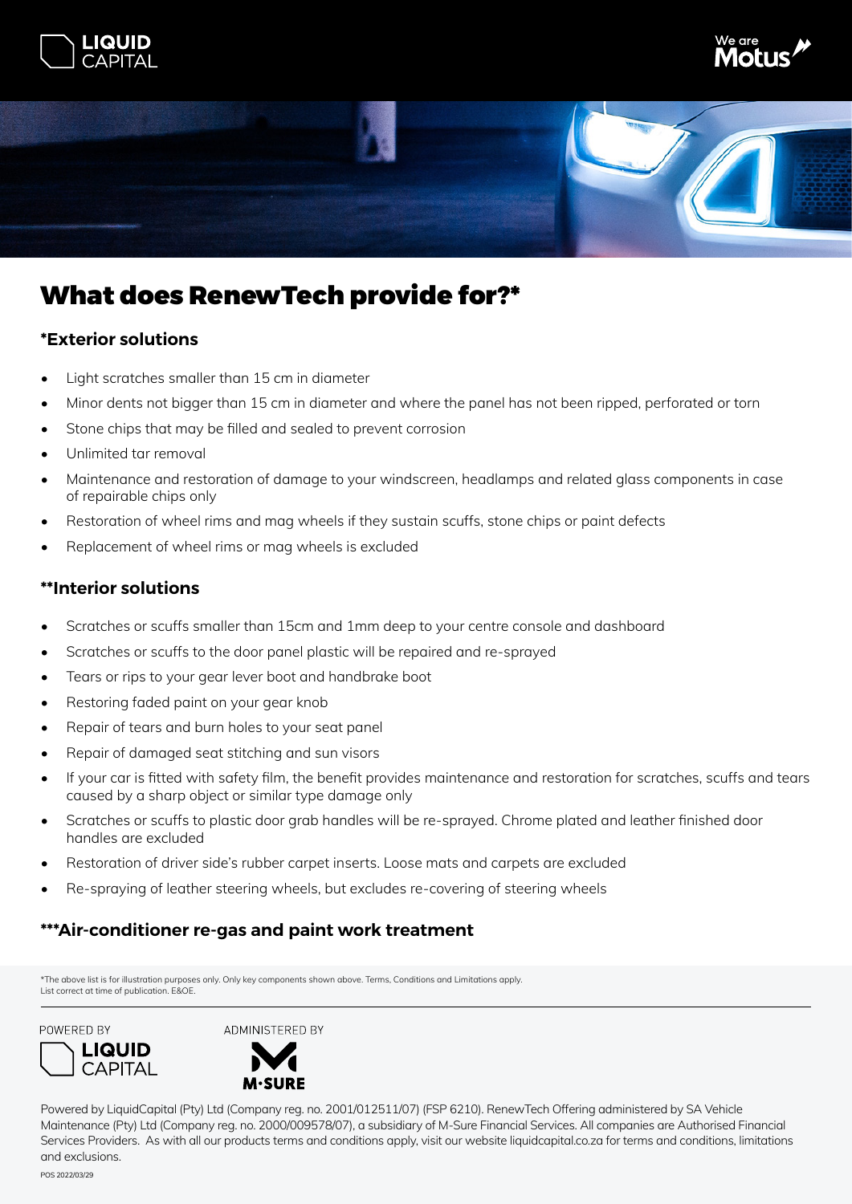LIQUID CAPITAL

We are Motus

# What does RenewTech provide for?*

## *Exterior solutions

- Light scratches smaller than 15 cm in diameter
- Minor dents not bigger than 15 cm in diameter and where the panel has not been ripped, perforated or torn
- Stone chips that may be filled and sealed to prevent corrosion
- Unlimited tar removal
- Maintenance and restoration of damage to your windscreen, headlamps and related glass components in case of repairable chips only
- Restoration of wheel rims and mag wheels if they sustain scuffs, stone chips or paint defects
- Replacement of wheel rims or mag wheels is excluded

## **Interior solutions

- Scratches or scuffs smaller than 15cm and 1mm deep to your centre console and dashboard
- Scratches or scuffs to the door panel plastic will be repaired and re-sprayed
- Tears or rips to your gear lever boot and handbrake boot
- Restoring faded paint on your gear knob
- Repair of tears and burn holes to your seat panel
- Repair of damaged seat stitching and sun visors
- If your car is fitted with safety film, the benefit provides maintenance and restoration for scratches, scuffs and tears caused by a sharp object or similar type damage only
- Scratches or scuffs to plastic door grab handles will be re-sprayed. Chrome plated and leather finished door handles are excluded
- Restoration of driver side's rubber carpet inserts. Loose mats and carpets are excluded
- Re-spraying of leather steering wheels, but excludes re-covering of steering wheels

## ***Air-conditioner re-gas and paint work treatment

*The above list is for illustration purposes only. Only key components shown above. Terms, Conditions and Limitations apply. List correct at time of publication. E&OE.

POWERED BY LIQUID CAPITAL

ADMINISTERED BY M·SURE

Powered by LiquidCapital (Pty) Ltd (Company reg. no. 2001/012511/07) (FSP 6210). RenewTech Offering administered by SA Vehicle Maintenance (Pty) Ltd (Company reg. no. 2000/009578/07), a subsidiary of M-Sure Financial Services. All companies are Authorised Financial Services Providers. As with all our products terms and conditions apply, visit our website liquidcapital.co.za for terms and conditions, limitations and exclusions.

POS 2022/03/29